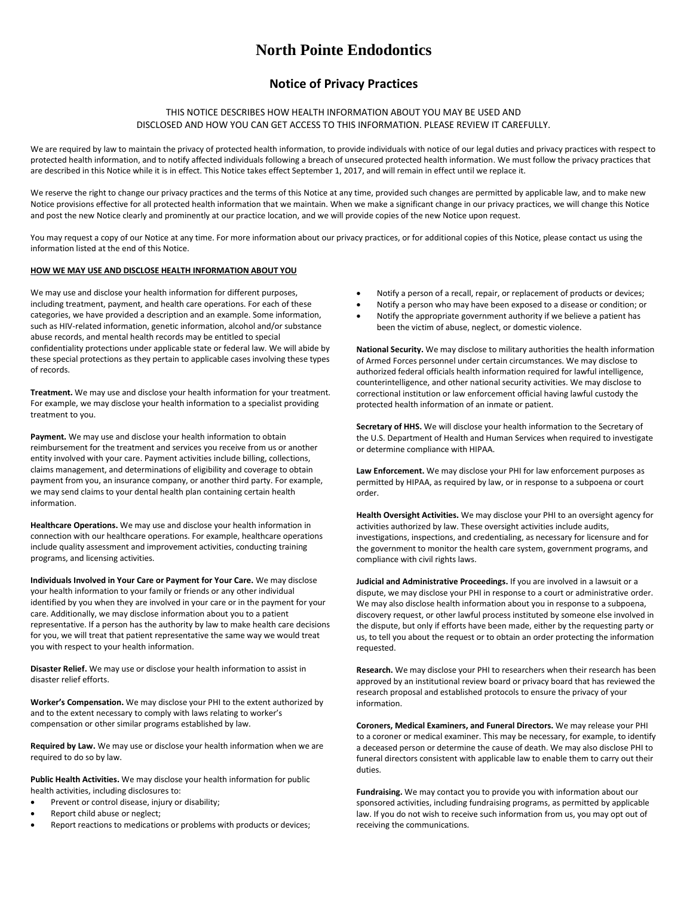# North Pointe Endodontics

## Notice of Privacy Practices

THIS NOTICE DESCRIBES HOW HEALTH INFORMATION ABOUT YOU MAY BE USED AND DISCLOSED AND HOW YOU CAN GET ACCESS TO THIS INFORMATION. PLEASE REVIEW IT CAREFULLY.

We are required by law to maintain the privacy of protected health information, to provide individuals with notice of our legal duties and privacy practices with respect to protected health information, and to notify affected individuals following a breach of unsecured protected health information. We must follow the privacy practices that are described in this Notice while it is in effect. This Notice takes effect September 1, 2017, and will remain in effect until we replace it.

We reserve the right to change our privacy practices and the terms of this Notice at any time, provided such changes are permitted by applicable law, and to make new Notice provisions effective for all protected health information that we maintain. When we make a significant change in our privacy practices, we will change this Notice and post the new Notice clearly and prominently at our practice location, and we will provide copies of the new Notice upon request.

You may request a copy of our Notice at any time. For more information about our privacy practices, or for additional copies of this Notice, please contact us using the information listed at the end of this Notice.

**HOW WE MAY USE AND DISCLOSE HEALTH INFORMATION ABOUT YOU**

We may use and disclose your health information for different purposes, including treatment, payment, and health care operations. For each of these categories, we have provided a description and an example. Some information, such as HIV-related information, genetic information, alcohol and/or substance abuse records, and mental health records may be entitled to special confidentiality protections under applicable state or federal law. We will abide by these special protections as they pertain to applicable cases involving these types of records.

**Treatment.** We may use and disclose your health information for your treatment. For example, we may disclose your health information to a specialist providing treatment to you.

**Payment.** We may use and disclose your health information to obtain reimbursement for the treatment and services you receive from us or another entity involved with your care. Payment activities include billing, collections, claims management, and determinations of eligibility and coverage to obtain payment from you, an insurance company, or another third party. For example, we may send claims to your dental health plan containing certain health information.

**Healthcare Operations.** We may use and disclose your health information in connection with our healthcare operations. For example, healthcare operations include quality assessment and improvement activities, conducting training programs, and licensing activities.

**Individuals Involved in Your Care or Payment for Your Care.** We may disclose your health information to your family or friends or any other individual identified by you when they are involved in your care or in the payment for your care. Additionally, we may disclose information about you to a patient representative. If a person has the authority by law to make health care decisions for you, we will treat that patient representative the same way we would treat you with respect to your health information.

**Disaster Relief.** We may use or disclose your health information to assist in disaster relief efforts.

**Worker's Compensation.** We may disclose your PHI to the extent authorized by and to the extent necessary to comply with laws relating to worker's compensation or other similar programs established by law.

**Required by Law.** We may use or disclose your health information when we are required to do so by law.

**Public Health Activities.** We may disclose your health information for public health activities, including disclosures to:

- Prevent or control disease, injury or disability;
- Report child abuse or neglect;
- Report reactions to medications or problems with products or devices;
- Notify a person of a recall, repair, or replacement of products or devices;
- Notify a person who may have been exposed to a disease or condition; or
- Notify the appropriate government authority if we believe a patient has been the victim of abuse, neglect, or domestic violence.

**National Security.** We may disclose to military authorities the health information of Armed Forces personnel under certain circumstances. We may disclose to authorized federal officials health information required for lawful intelligence, counterintelligence, and other national security activities. We may disclose to correctional institution or law enforcement official having lawful custody the protected health information of an inmate or patient.

**Secretary of HHS.** We will disclose your health information to the Secretary of the U.S. Department of Health and Human Services when required to investigate or determine compliance with HIPAA.

**Law Enforcement.** We may disclose your PHI for law enforcement purposes as permitted by HIPAA, as required by law, or in response to a subpoena or court order.

**Health Oversight Activities.** We may disclose your PHI to an oversight agency for activities authorized by law. These oversight activities include audits, investigations, inspections, and credentialing, as necessary for licensure and for the government to monitor the health care system, government programs, and compliance with civil rights laws.

**Judicial and Administrative Proceedings.** If you are involved in a lawsuit or a dispute, we may disclose your PHI in response to a court or administrative order. We may also disclose health information about you in response to a subpoena, discovery request, or other lawful process instituted by someone else involved in the dispute, but only if efforts have been made, either by the requesting party or us, to tell you about the request or to obtain an order protecting the information requested.

**Research.** We may disclose your PHI to researchers when their research has been approved by an institutional review board or privacy board that has reviewed the research proposal and established protocols to ensure the privacy of your information.

**Coroners, Medical Examiners, and Funeral Directors.** We may release your PHI to a coroner or medical examiner. This may be necessary, for example, to identify a deceased person or determine the cause of death. We may also disclose PHI to funeral directors consistent with applicable law to enable them to carry out their duties.

**Fundraising.** We may contact you to provide you with information about our sponsored activities, including fundraising programs, as permitted by applicable law. If you do not wish to receive such information from us, you may opt out of receiving the communications.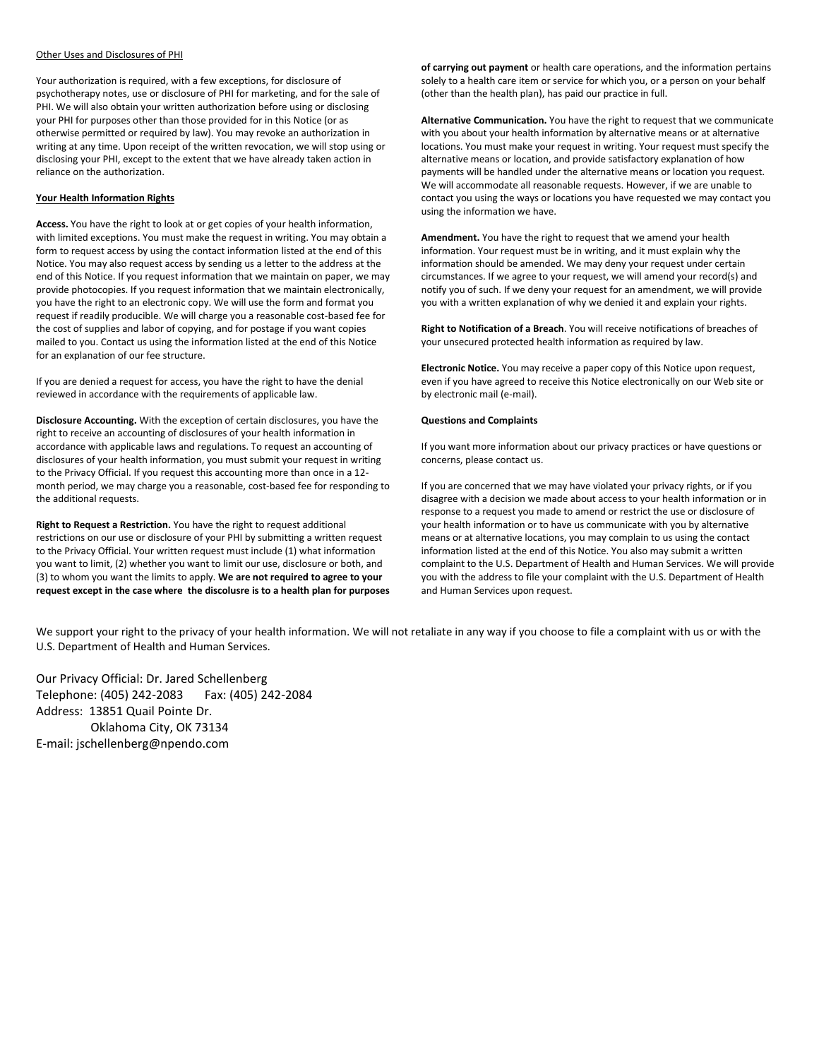Other Uses and Disclosures of PHI

Your authorization is required, with a few exceptions, for disclosure of psychotherapy notes, use or disclosure of PHI for marketing, and for the sale of PHI. We will also obtain your written authorization before using or disclosing your PHI for purposes other than those provided for in this Notice (or as otherwise permitted or required by law). You may revoke an authorization in writing at any time. Upon receipt of the written revocation, we will stop using or disclosing your PHI, except to the extent that we have already taken action in reliance on the authorization.

**Your Health Information Rights**

**Access.** You have the right to look at or get copies of your health information, with limited exceptions. You must make the request in writing. You may obtain a form to request access by using the contact information listed at the end of this Notice. You may also request access by sending us a letter to the address at the end of this Notice. If you request information that we maintain on paper, we may provide photocopies. If you request information that we maintain electronically, you have the right to an electronic copy. We will use the form and format you request if readily producible. We will charge you a reasonable cost-based fee for the cost of supplies and labor of copying, and for postage if you want copies mailed to you. Contact us using the information listed at the end of this Notice for an explanation of our fee structure.

If you are denied a request for access, you have the right to have the denial reviewed in accordance with the requirements of applicable law.

**Disclosure Accounting.** With the exception of certain disclosures, you have the right to receive an accounting of disclosures of your health information in accordance with applicable laws and regulations. To request an accounting of disclosures of your health information, you must submit your request in writing to the Privacy Official. If you request this accounting more than once in a 12-month period, we may charge you a reasonable, cost-based fee for responding to the additional requests.

**Right to Request a Restriction.** You have the right to request additional restrictions on our use or disclosure of your PHI by submitting a written request to the Privacy Official. Your written request must include (1) what information you want to limit, (2) whether you want to limit our use, disclosure or both, and (3) to whom you want the limits to apply. **We are not required to agree to your request except in the case where the discolusre is to a health plan for purposes of carrying out payment** or health care operations, and the information pertains solely to a health care item or service for which you, or a person on your behalf (other than the health plan), has paid our practice in full.

**Alternative Communication.** You have the right to request that we communicate with you about your health information by alternative means or at alternative locations. You must make your request in writing. Your request must specify the alternative means or location, and provide satisfactory explanation of how payments will be handled under the alternative means or location you request. We will accommodate all reasonable requests. However, if we are unable to contact you using the ways or locations you have requested we may contact you using the information we have.

**Amendment.** You have the right to request that we amend your health information. Your request must be in writing, and it must explain why the information should be amended. We may deny your request under certain circumstances. If we agree to your request, we will amend your record(s) and notify you of such. If we deny your request for an amendment, we will provide you with a written explanation of why we denied it and explain your rights.

**Right to Notification of a Breach**. You will receive notifications of breaches of your unsecured protected health information as required by law.

**Electronic Notice.** You may receive a paper copy of this Notice upon request, even if you have agreed to receive this Notice electronically on our Web site or by electronic mail (e-mail).

**Questions and Complaints**

If you want more information about our privacy practices or have questions or concerns, please contact us.

If you are concerned that we may have violated your privacy rights, or if you disagree with a decision we made about access to your health information or in response to a request you made to amend or restrict the use or disclosure of your health information or to have us communicate with you by alternative means or at alternative locations, you may complain to us using the contact information listed at the end of this Notice. You also may submit a written complaint to the U.S. Department of Health and Human Services. We will provide you with the address to file your complaint with the U.S. Department of Health and Human Services upon request.

We support your right to the privacy of your health information. We will not retaliate in any way if you choose to file a complaint with us or with the U.S. Department of Health and Human Services.

Our Privacy Official: Dr. Jared Schellenberg
Telephone: (405) 242-2083 Fax: (405) 242-2084
Address: 13851 Quail Pointe Dr.
Oklahoma City, OK 73134
E-mail: jschellenberg@npendo.com